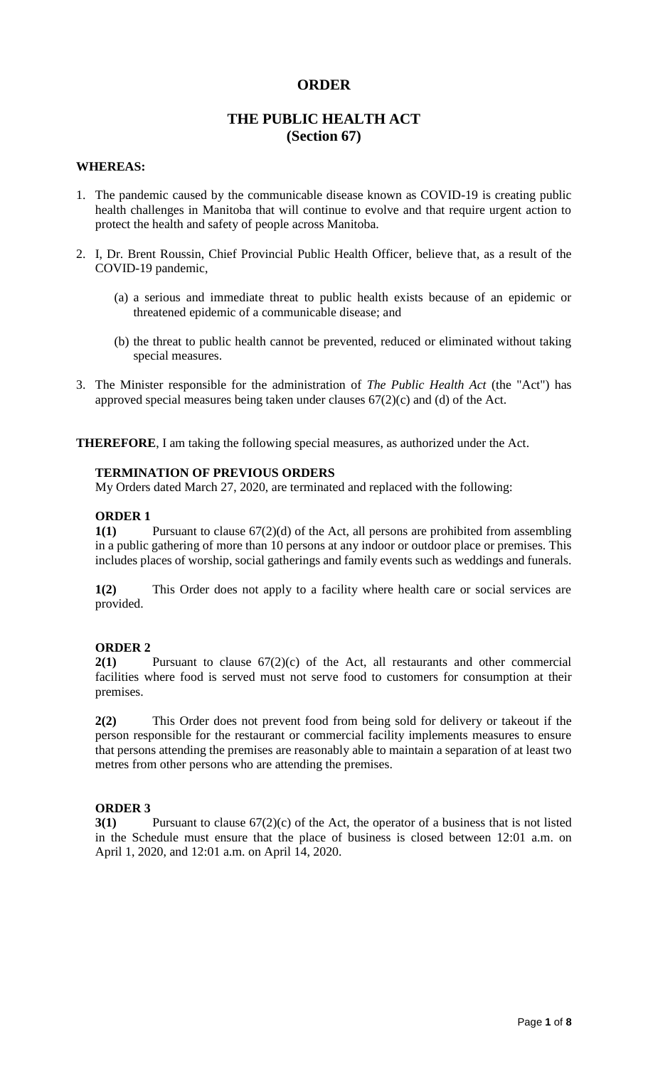# ORDER

## THE PUBLIC HEALTH ACT
## (Section 67)

**WHEREAS:**

1. The pandemic caused by the communicable disease known as COVID-19 is creating public health challenges in Manitoba that will continue to evolve and that require urgent action to protect the health and safety of people across Manitoba.

2. I, Dr. Brent Roussin, Chief Provincial Public Health Officer, believe that, as a result of the COVID-19 pandemic,

   (a) a serious and immediate threat to public health exists because of an epidemic or threatened epidemic of a communicable disease; and

   (b) the threat to public health cannot be prevented, reduced or eliminated without taking special measures.

3. The Minister responsible for the administration of *The Public Health Act* (the "Act") has approved special measures being taken under clauses 67(2)(c) and (d) of the Act.

**THEREFORE**, I am taking the following special measures, as authorized under the Act.

**TERMINATION OF PREVIOUS ORDERS**

My Orders dated March 27, 2020, are terminated and replaced with the following:

**ORDER 1**

**1(1)** Pursuant to clause 67(2)(d) of the Act, all persons are prohibited from assembling in a public gathering of more than 10 persons at any indoor or outdoor place or premises. This includes places of worship, social gatherings and family events such as weddings and funerals.

**1(2)** This Order does not apply to a facility where health care or social services are provided.

**ORDER 2**

**2(1)** Pursuant to clause 67(2)(c) of the Act, all restaurants and other commercial facilities where food is served must not serve food to customers for consumption at their premises.

**2(2)** This Order does not prevent food from being sold for delivery or takeout if the person responsible for the restaurant or commercial facility implements measures to ensure that persons attending the premises are reasonably able to maintain a separation of at least two metres from other persons who are attending the premises.

**ORDER 3**

**3(1)** Pursuant to clause 67(2)(c) of the Act, the operator of a business that is not listed in the Schedule must ensure that the place of business is closed between 12:01 a.m. on April 1, 2020, and 12:01 a.m. on April 14, 2020.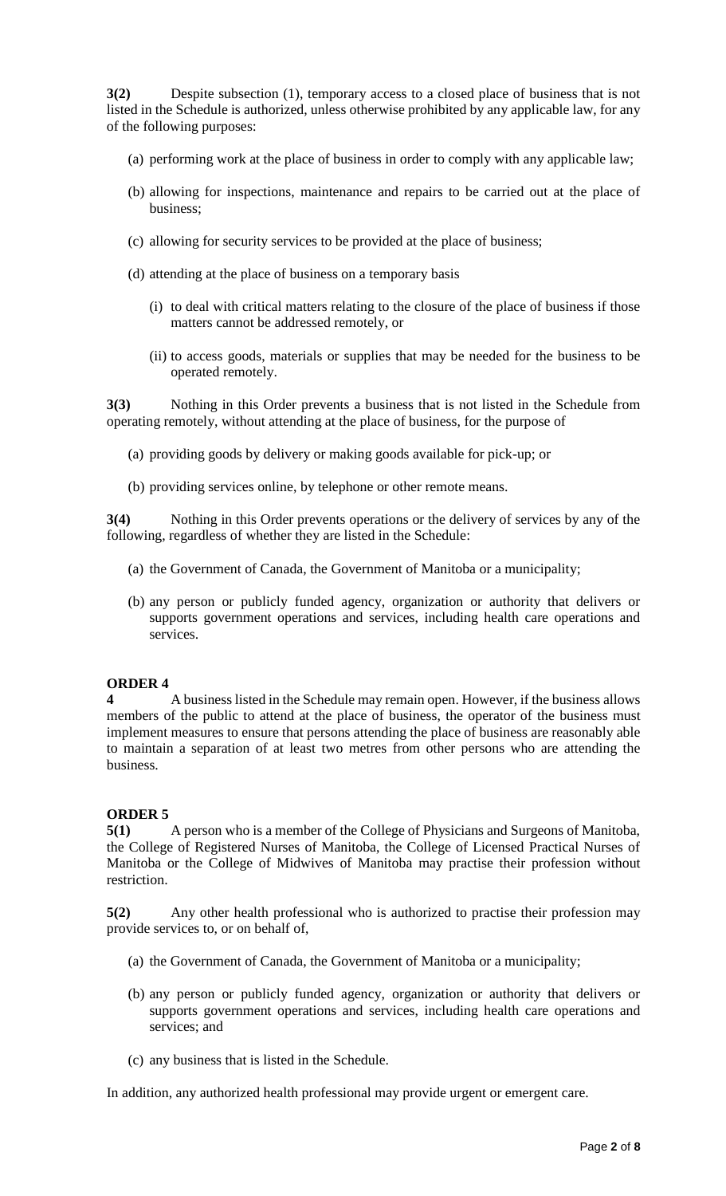**3(2)** Despite subsection (1), temporary access to a closed place of business that is not listed in the Schedule is authorized, unless otherwise prohibited by any applicable law, for any of the following purposes:

(a) performing work at the place of business in order to comply with any applicable law;

(b) allowing for inspections, maintenance and repairs to be carried out at the place of business;

(c) allowing for security services to be provided at the place of business;

(d) attending at the place of business on a temporary basis

(i) to deal with critical matters relating to the closure of the place of business if those matters cannot be addressed remotely, or

(ii) to access goods, materials or supplies that may be needed for the business to be operated remotely.

**3(3)** Nothing in this Order prevents a business that is not listed in the Schedule from operating remotely, without attending at the place of business, for the purpose of

(a) providing goods by delivery or making goods available for pick-up; or

(b) providing services online, by telephone or other remote means.

**3(4)** Nothing in this Order prevents operations or the delivery of services by any of the following, regardless of whether they are listed in the Schedule:

(a) the Government of Canada, the Government of Manitoba or a municipality;

(b) any person or publicly funded agency, organization or authority that delivers or supports government operations and services, including health care operations and services.

## ORDER 4

**4** A business listed in the Schedule may remain open. However, if the business allows members of the public to attend at the place of business, the operator of the business must implement measures to ensure that persons attending the place of business are reasonably able to maintain a separation of at least two metres from other persons who are attending the business.

## ORDER 5

**5(1)** A person who is a member of the College of Physicians and Surgeons of Manitoba, the College of Registered Nurses of Manitoba, the College of Licensed Practical Nurses of Manitoba or the College of Midwives of Manitoba may practise their profession without restriction.

**5(2)** Any other health professional who is authorized to practise their profession may provide services to, or on behalf of,

(a) the Government of Canada, the Government of Manitoba or a municipality;

(b) any person or publicly funded agency, organization or authority that delivers or supports government operations and services, including health care operations and services; and

(c) any business that is listed in the Schedule.

In addition, any authorized health professional may provide urgent or emergent care.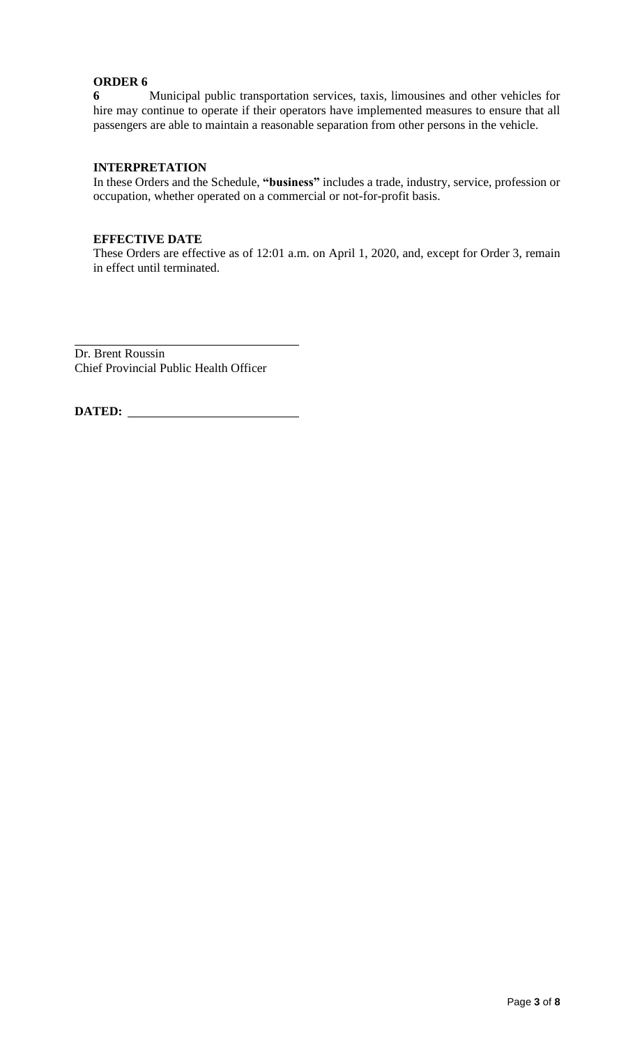**ORDER 6**

**6** Municipal public transportation services, taxis, limousines and other vehicles for hire may continue to operate if their operators have implemented measures to ensure that all passengers are able to maintain a reasonable separation from other persons in the vehicle.

**INTERPRETATION**

In these Orders and the Schedule, **"business"** includes a trade, industry, service, profession or occupation, whether operated on a commercial or not-for-profit basis.

**EFFECTIVE DATE**

These Orders are effective as of 12:01 a.m. on April 1, 2020, and, except for Order 3, remain in effect until terminated.

Dr. Brent Roussin
Chief Provincial Public Health Officer

**DATED:**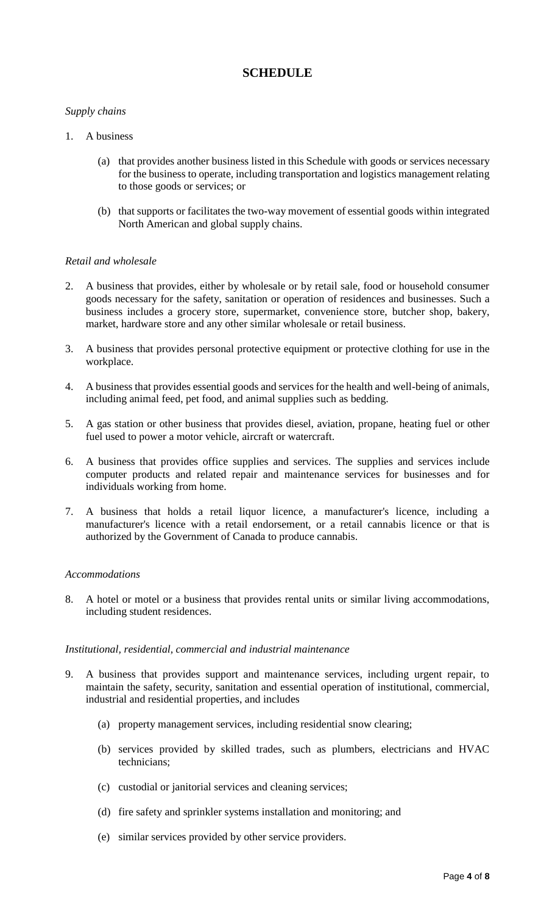# SCHEDULE

*Supply chains*

1. A business

   (a) that provides another business listed in this Schedule with goods or services necessary for the business to operate, including transportation and logistics management relating to those goods or services; or

   (b) that supports or facilitates the two-way movement of essential goods within integrated North American and global supply chains.

*Retail and wholesale*

2. A business that provides, either by wholesale or by retail sale, food or household consumer goods necessary for the safety, sanitation or operation of residences and businesses. Such a business includes a grocery store, supermarket, convenience store, butcher shop, bakery, market, hardware store and any other similar wholesale or retail business.

3. A business that provides personal protective equipment or protective clothing for use in the workplace.

4. A business that provides essential goods and services for the health and well-being of animals, including animal feed, pet food, and animal supplies such as bedding.

5. A gas station or other business that provides diesel, aviation, propane, heating fuel or other fuel used to power a motor vehicle, aircraft or watercraft.

6. A business that provides office supplies and services. The supplies and services include computer products and related repair and maintenance services for businesses and for individuals working from home.

7. A business that holds a retail liquor licence, a manufacturer's licence, including a manufacturer's licence with a retail endorsement, or a retail cannabis licence or that is authorized by the Government of Canada to produce cannabis.

*Accommodations*

8. A hotel or motel or a business that provides rental units or similar living accommodations, including student residences.

*Institutional, residential, commercial and industrial maintenance*

9. A business that provides support and maintenance services, including urgent repair, to maintain the safety, security, sanitation and essential operation of institutional, commercial, industrial and residential properties, and includes

   (a) property management services, including residential snow clearing;

   (b) services provided by skilled trades, such as plumbers, electricians and HVAC technicians;

   (c) custodial or janitorial services and cleaning services;

   (d) fire safety and sprinkler systems installation and monitoring; and

   (e) similar services provided by other service providers.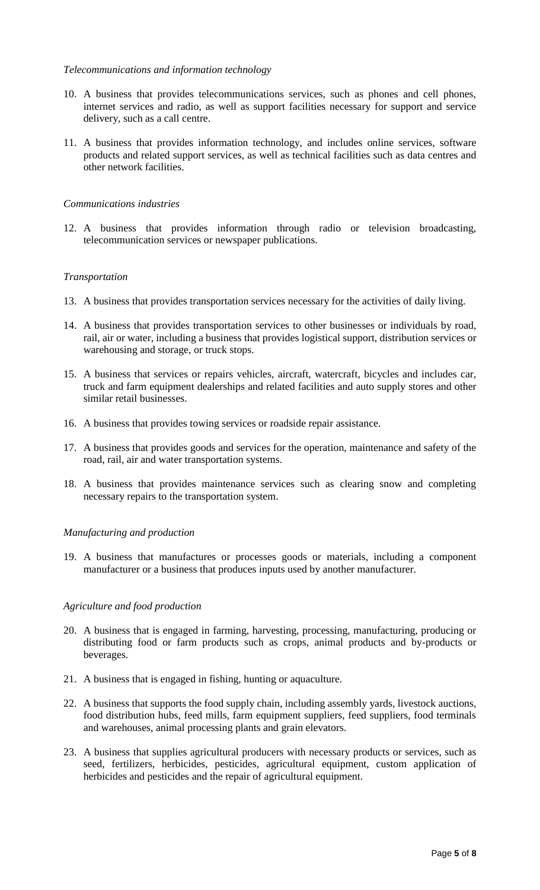*Telecommunications and information technology*

10. A business that provides telecommunications services, such as phones and cell phones, internet services and radio, as well as support facilities necessary for support and service delivery, such as a call centre.

11. A business that provides information technology, and includes online services, software products and related support services, as well as technical facilities such as data centres and other network facilities.

*Communications industries*

12. A business that provides information through radio or television broadcasting, telecommunication services or newspaper publications.

*Transportation*

13. A business that provides transportation services necessary for the activities of daily living.

14. A business that provides transportation services to other businesses or individuals by road, rail, air or water, including a business that provides logistical support, distribution services or warehousing and storage, or truck stops.

15. A business that services or repairs vehicles, aircraft, watercraft, bicycles and includes car, truck and farm equipment dealerships and related facilities and auto supply stores and other similar retail businesses.

16. A business that provides towing services or roadside repair assistance.

17. A business that provides goods and services for the operation, maintenance and safety of the road, rail, air and water transportation systems.

18. A business that provides maintenance services such as clearing snow and completing necessary repairs to the transportation system.

*Manufacturing and production*

19. A business that manufactures or processes goods or materials, including a component manufacturer or a business that produces inputs used by another manufacturer.

*Agriculture and food production*

20. A business that is engaged in farming, harvesting, processing, manufacturing, producing or distributing food or farm products such as crops, animal products and by-products or beverages.

21. A business that is engaged in fishing, hunting or aquaculture.

22. A business that supports the food supply chain, including assembly yards, livestock auctions, food distribution hubs, feed mills, farm equipment suppliers, feed suppliers, food terminals and warehouses, animal processing plants and grain elevators.

23. A business that supplies agricultural producers with necessary products or services, such as seed, fertilizers, herbicides, pesticides, agricultural equipment, custom application of herbicides and pesticides and the repair of agricultural equipment.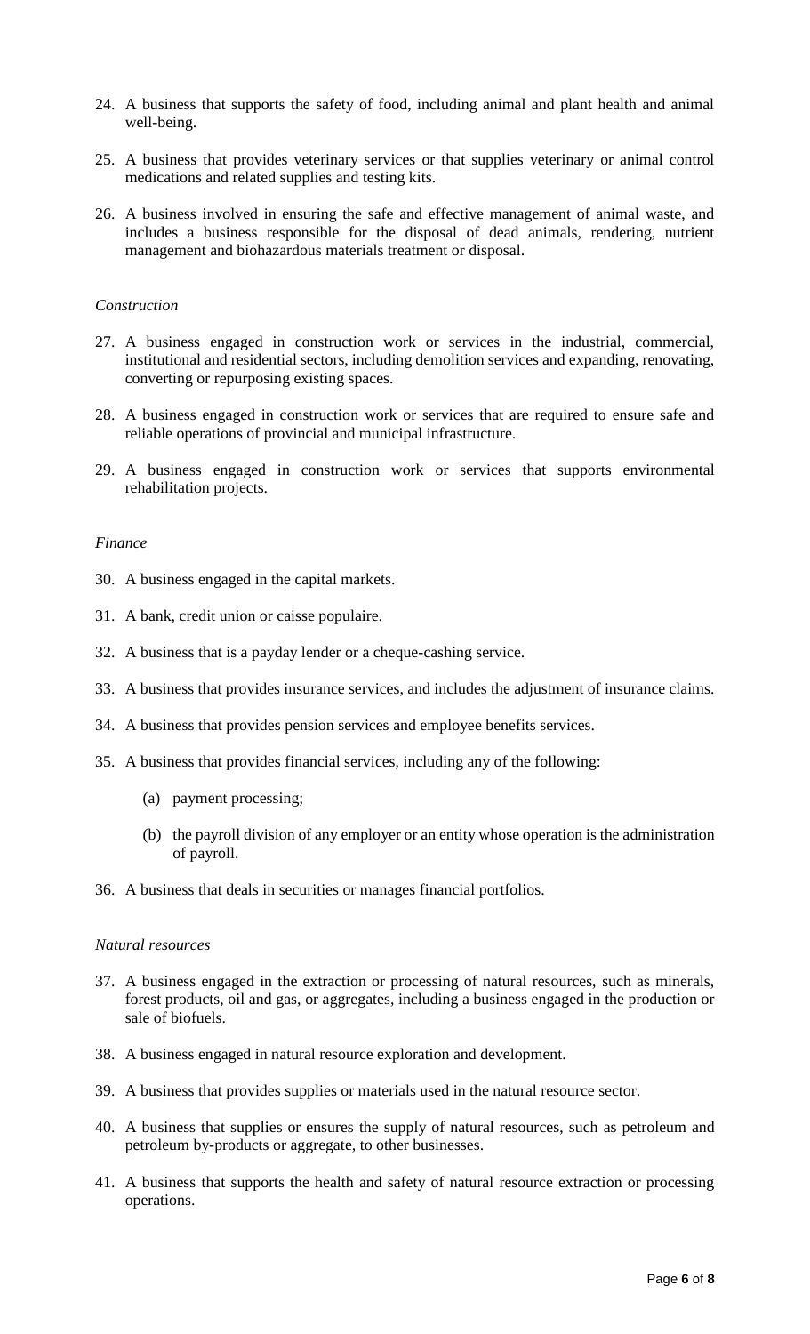24. A business that supports the safety of food, including animal and plant health and animal well-being.

25. A business that provides veterinary services or that supplies veterinary or animal control medications and related supplies and testing kits.

26. A business involved in ensuring the safe and effective management of animal waste, and includes a business responsible for the disposal of dead animals, rendering, nutrient management and biohazardous materials treatment or disposal.

*Construction*

27. A business engaged in construction work or services in the industrial, commercial, institutional and residential sectors, including demolition services and expanding, renovating, converting or repurposing existing spaces.

28. A business engaged in construction work or services that are required to ensure safe and reliable operations of provincial and municipal infrastructure.

29. A business engaged in construction work or services that supports environmental rehabilitation projects.

*Finance*

30. A business engaged in the capital markets.

31. A bank, credit union or caisse populaire.

32. A business that is a payday lender or a cheque-cashing service.

33. A business that provides insurance services, and includes the adjustment of insurance claims.

34. A business that provides pension services and employee benefits services.

35. A business that provides financial services, including any of the following:

    (a) payment processing;

    (b) the payroll division of any employer or an entity whose operation is the administration of payroll.

36. A business that deals in securities or manages financial portfolios.

*Natural resources*

37. A business engaged in the extraction or processing of natural resources, such as minerals, forest products, oil and gas, or aggregates, including a business engaged in the production or sale of biofuels.

38. A business engaged in natural resource exploration and development.

39. A business that provides supplies or materials used in the natural resource sector.

40. A business that supplies or ensures the supply of natural resources, such as petroleum and petroleum by-products or aggregate, to other businesses.

41. A business that supports the health and safety of natural resource extraction or processing operations.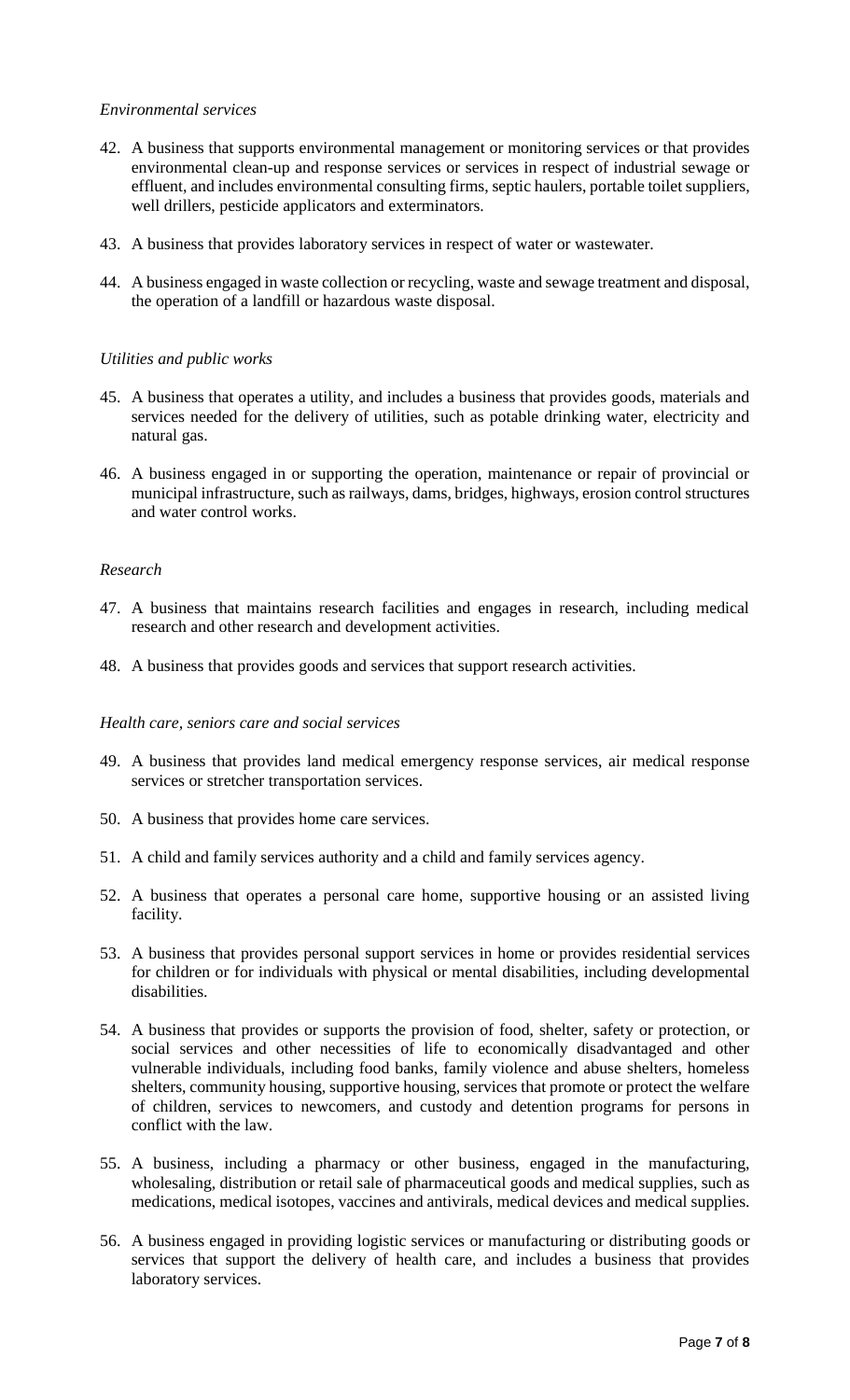*Environmental services*

42. A business that supports environmental management or monitoring services or that provides environmental clean-up and response services or services in respect of industrial sewage or effluent, and includes environmental consulting firms, septic haulers, portable toilet suppliers, well drillers, pesticide applicators and exterminators.

43. A business that provides laboratory services in respect of water or wastewater.

44. A business engaged in waste collection or recycling, waste and sewage treatment and disposal, the operation of a landfill or hazardous waste disposal.

*Utilities and public works*

45. A business that operates a utility, and includes a business that provides goods, materials and services needed for the delivery of utilities, such as potable drinking water, electricity and natural gas.

46. A business engaged in or supporting the operation, maintenance or repair of provincial or municipal infrastructure, such as railways, dams, bridges, highways, erosion control structures and water control works.

*Research*

47. A business that maintains research facilities and engages in research, including medical research and other research and development activities.

48. A business that provides goods and services that support research activities.

*Health care, seniors care and social services*

49. A business that provides land medical emergency response services, air medical response services or stretcher transportation services.

50. A business that provides home care services.

51. A child and family services authority and a child and family services agency.

52. A business that operates a personal care home, supportive housing or an assisted living facility.

53. A business that provides personal support services in home or provides residential services for children or for individuals with physical or mental disabilities, including developmental disabilities.

54. A business that provides or supports the provision of food, shelter, safety or protection, or social services and other necessities of life to economically disadvantaged and other vulnerable individuals, including food banks, family violence and abuse shelters, homeless shelters, community housing, supportive housing, services that promote or protect the welfare of children, services to newcomers, and custody and detention programs for persons in conflict with the law.

55. A business, including a pharmacy or other business, engaged in the manufacturing, wholesaling, distribution or retail sale of pharmaceutical goods and medical supplies, such as medications, medical isotopes, vaccines and antivirals, medical devices and medical supplies.

56. A business engaged in providing logistic services or manufacturing or distributing goods or services that support the delivery of health care, and includes a business that provides laboratory services.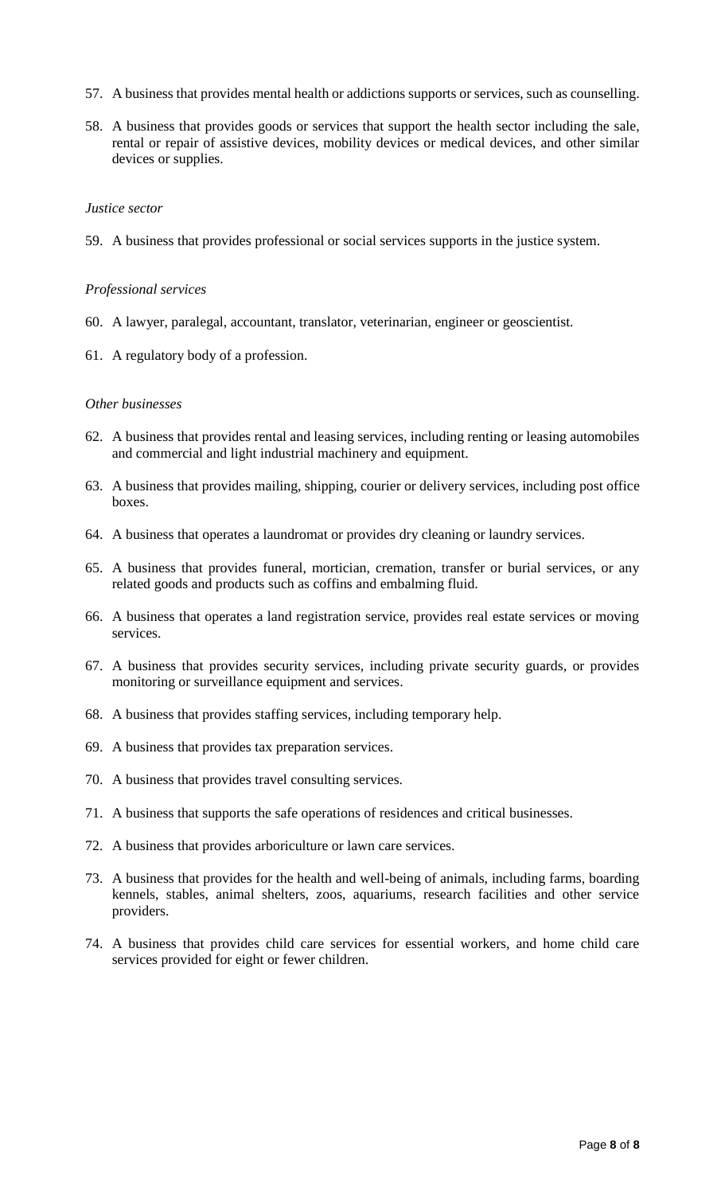57. A business that provides mental health or addictions supports or services, such as counselling.

58. A business that provides goods or services that support the health sector including the sale, rental or repair of assistive devices, mobility devices or medical devices, and other similar devices or supplies.

*Justice sector*

59. A business that provides professional or social services supports in the justice system.

*Professional services*

60. A lawyer, paralegal, accountant, translator, veterinarian, engineer or geoscientist.

61. A regulatory body of a profession.

*Other businesses*

62. A business that provides rental and leasing services, including renting or leasing automobiles and commercial and light industrial machinery and equipment.

63. A business that provides mailing, shipping, courier or delivery services, including post office boxes.

64. A business that operates a laundromat or provides dry cleaning or laundry services.

65. A business that provides funeral, mortician, cremation, transfer or burial services, or any related goods and products such as coffins and embalming fluid.

66. A business that operates a land registration service, provides real estate services or moving services.

67. A business that provides security services, including private security guards, or provides monitoring or surveillance equipment and services.

68. A business that provides staffing services, including temporary help.

69. A business that provides tax preparation services.

70. A business that provides travel consulting services.

71. A business that supports the safe operations of residences and critical businesses.

72. A business that provides arboriculture or lawn care services.

73. A business that provides for the health and well-being of animals, including farms, boarding kennels, stables, animal shelters, zoos, aquariums, research facilities and other service providers.

74. A business that provides child care services for essential workers, and home child care services provided for eight or fewer children.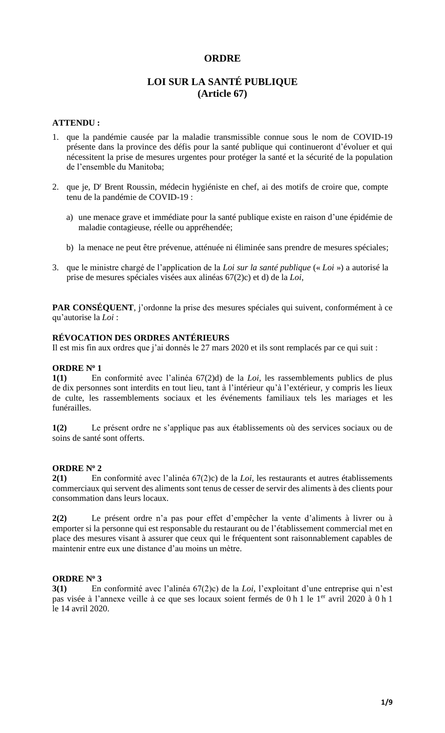# ORDRE

## LOI SUR LA SANTÉ PUBLIQUE
## (Article 67)

**ATTENDU :**

1. que la pandémie causée par la maladie transmissible connue sous le nom de COVID-19 présente dans la province des défis pour la santé publique qui continueront d'évoluer et qui nécessitent la prise de mesures urgentes pour protéger la santé et la sécurité de la population de l'ensemble du Manitoba;

2. que je, D[r] Brent Roussin, médecin hygiéniste en chef, ai des motifs de croire que, compte tenu de la pandémie de COVID-19 :

   a) une menace grave et immédiate pour la santé publique existe en raison d'une épidémie de maladie contagieuse, réelle ou appréhendée;

   b) la menace ne peut être prévenue, atténuée ni éliminée sans prendre de mesures spéciales;

3. que le ministre chargé de l'application de la *Loi sur la santé publique* (« *Loi* ») a autorisé la prise de mesures spéciales visées aux alinéas 67(2)c) et d) de la *Loi*,

**PAR CONSÉQUENT**, j'ordonne la prise des mesures spéciales qui suivent, conformément à ce qu'autorise la *Loi* :

**RÉVOCATION DES ORDRES ANTÉRIEURS**
Il est mis fin aux ordres que j'ai donnés le 27 mars 2020 et ils sont remplacés par ce qui suit :

**ORDRE Nº 1**
**1(1)** En conformité avec l'alinéa 67(2)d) de la *Loi*, les rassemblements publics de plus de dix personnes sont interdits en tout lieu, tant à l'intérieur qu'à l'extérieur, y compris les lieux de culte, les rassemblements sociaux et les événements familiaux tels les mariages et les funérailles.

**1(2)** Le présent ordre ne s'applique pas aux établissements où des services sociaux ou de soins de santé sont offerts.

**ORDRE Nº 2**
**2(1)** En conformité avec l'alinéa 67(2)c) de la *Loi*, les restaurants et autres établissements commerciaux qui servent des aliments sont tenus de cesser de servir des aliments à des clients pour consommation dans leurs locaux.

**2(2)** Le présent ordre n'a pas pour effet d'empêcher la vente d'aliments à livrer ou à emporter si la personne qui est responsable du restaurant ou de l'établissement commercial met en place des mesures visant à assurer que ceux qui le fréquentent sont raisonnablement capables de maintenir entre eux une distance d'au moins un mètre.

**ORDRE Nº 3**
**3(1)** En conformité avec l'alinéa 67(2)c) de la *Loi*, l'exploitant d'une entreprise qui n'est pas visée à l'annexe veille à ce que ses locaux soient fermés de 0 h 1 le 1[er] avril 2020 à 0 h 1 le 14 avril 2020.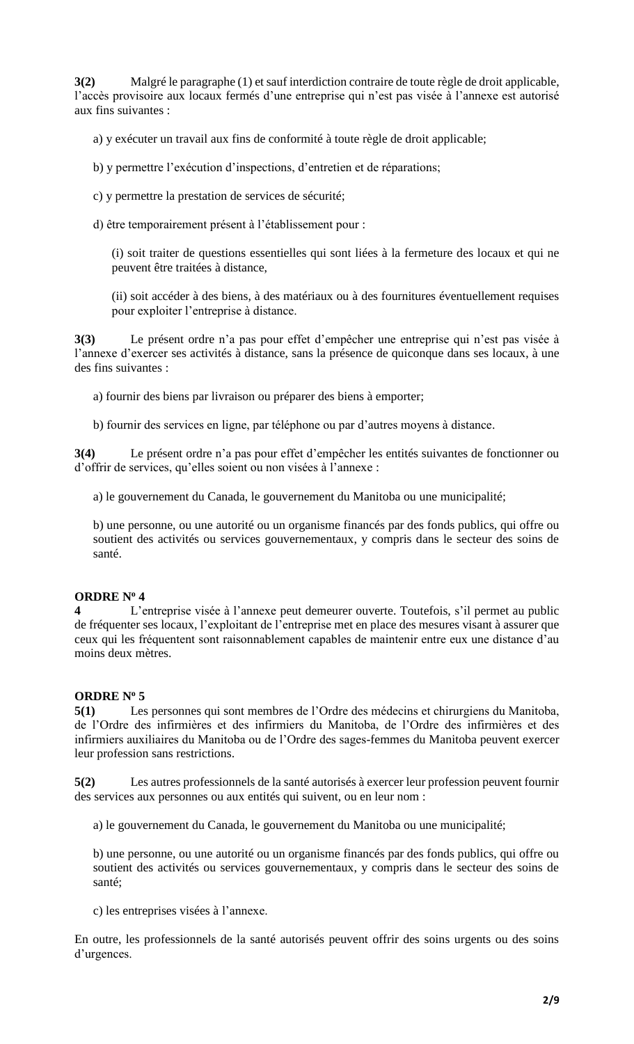**3(2)** Malgré le paragraphe (1) et sauf interdiction contraire de toute règle de droit applicable, l'accès provisoire aux locaux fermés d'une entreprise qui n'est pas visée à l'annexe est autorisé aux fins suivantes :

a) y exécuter un travail aux fins de conformité à toute règle de droit applicable;

b) y permettre l'exécution d'inspections, d'entretien et de réparations;

c) y permettre la prestation de services de sécurité;

d) être temporairement présent à l'établissement pour :

(i) soit traiter de questions essentielles qui sont liées à la fermeture des locaux et qui ne peuvent être traitées à distance,

(ii) soit accéder à des biens, à des matériaux ou à des fournitures éventuellement requises pour exploiter l'entreprise à distance.

**3(3)** Le présent ordre n'a pas pour effet d'empêcher une entreprise qui n'est pas visée à l'annexe d'exercer ses activités à distance, sans la présence de quiconque dans ses locaux, à une des fins suivantes :

a) fournir des biens par livraison ou préparer des biens à emporter;

b) fournir des services en ligne, par téléphone ou par d'autres moyens à distance.

**3(4)** Le présent ordre n'a pas pour effet d'empêcher les entités suivantes de fonctionner ou d'offrir de services, qu'elles soient ou non visées à l'annexe :

a) le gouvernement du Canada, le gouvernement du Manitoba ou une municipalité;

b) une personne, ou une autorité ou un organisme financés par des fonds publics, qui offre ou soutient des activités ou services gouvernementaux, y compris dans le secteur des soins de santé.

**ORDRE Nº 4**

**4** L'entreprise visée à l'annexe peut demeurer ouverte. Toutefois, s'il permet au public de fréquenter ses locaux, l'exploitant de l'entreprise met en place des mesures visant à assurer que ceux qui les fréquentent sont raisonnablement capables de maintenir entre eux une distance d'au moins deux mètres.

**ORDRE Nº 5**

**5(1)** Les personnes qui sont membres de l'Ordre des médecins et chirurgiens du Manitoba, de l'Ordre des infirmières et des infirmiers du Manitoba, de l'Ordre des infirmières et des infirmiers auxiliaires du Manitoba ou de l'Ordre des sages-femmes du Manitoba peuvent exercer leur profession sans restrictions.

**5(2)** Les autres professionnels de la santé autorisés à exercer leur profession peuvent fournir des services aux personnes ou aux entités qui suivent, ou en leur nom :

a) le gouvernement du Canada, le gouvernement du Manitoba ou une municipalité;

b) une personne, ou une autorité ou un organisme financés par des fonds publics, qui offre ou soutient des activités ou services gouvernementaux, y compris dans le secteur des soins de santé;

c) les entreprises visées à l'annexe.

En outre, les professionnels de la santé autorisés peuvent offrir des soins urgents ou des soins d'urgences.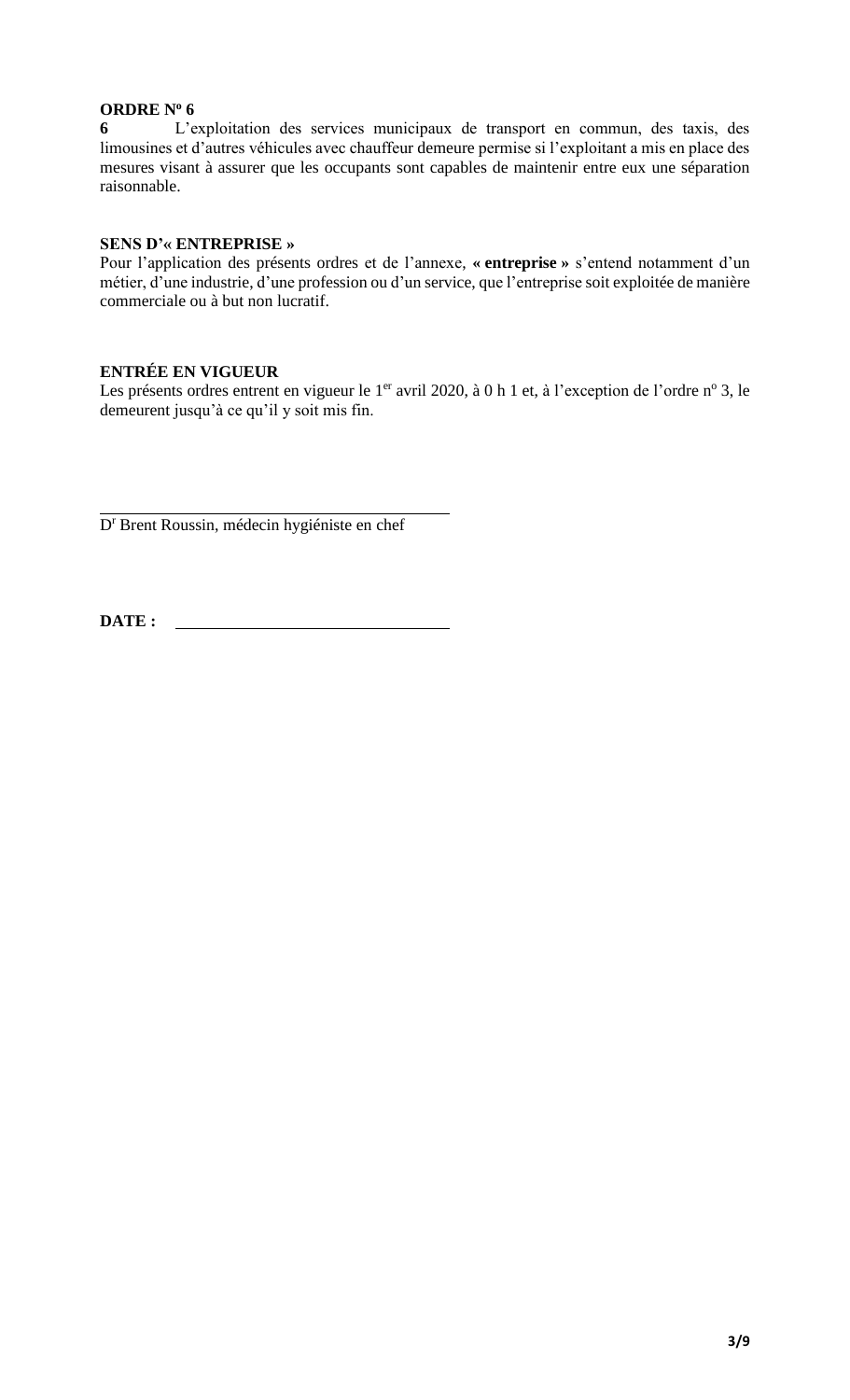**ORDRE Nº 6**

**6** L'exploitation des services municipaux de transport en commun, des taxis, des limousines et d'autres véhicules avec chauffeur demeure permise si l'exploitant a mis en place des mesures visant à assurer que les occupants sont capables de maintenir entre eux une séparation raisonnable.

**SENS D'« ENTREPRISE »**

Pour l'application des présents ordres et de l'annexe, **« entreprise »** s'entend notamment d'un métier, d'une industrie, d'une profession ou d'un service, que l'entreprise soit exploitée de manière commerciale ou à but non lucratif.

**ENTRÉE EN VIGUEUR**

Les présents ordres entrent en vigueur le 1er avril 2020, à 0 h 1 et, à l'exception de l'ordre nº 3, le demeurent jusqu'à ce qu'il y soit mis fin.

_______________________________________

Dr Brent Roussin, médecin hygiéniste en chef

**DATE :** ______________________________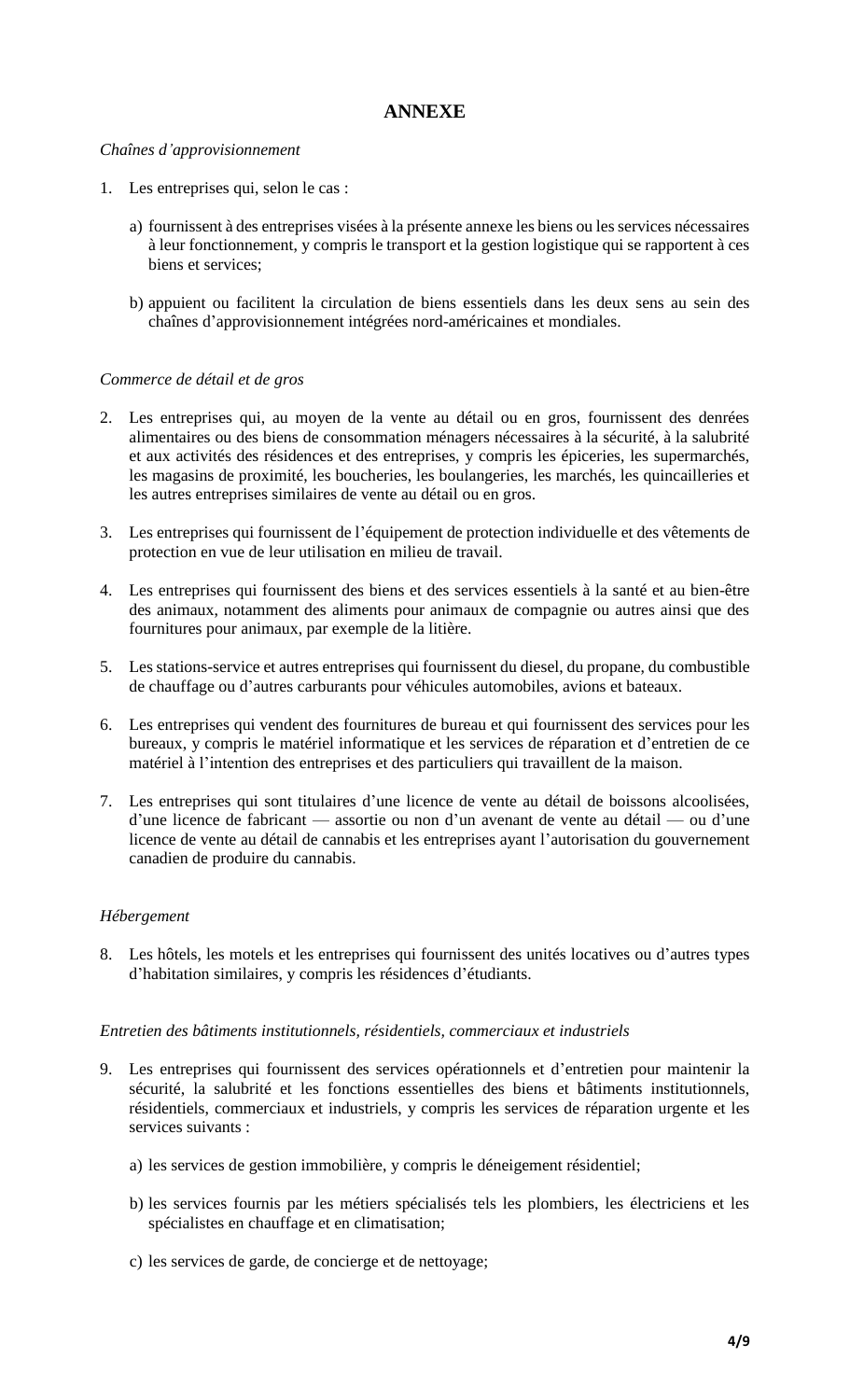# ANNEXE

*Chaînes d'approvisionnement*

1. Les entreprises qui, selon le cas :

   a) fournissent à des entreprises visées à la présente annexe les biens ou les services nécessaires à leur fonctionnement, y compris le transport et la gestion logistique qui se rapportent à ces biens et services;

   b) appuient ou facilitent la circulation de biens essentiels dans les deux sens au sein des chaînes d'approvisionnement intégrées nord-américaines et mondiales.

*Commerce de détail et de gros*

2. Les entreprises qui, au moyen de la vente au détail ou en gros, fournissent des denrées alimentaires ou des biens de consommation ménagers nécessaires à la sécurité, à la salubrité et aux activités des résidences et des entreprises, y compris les épiceries, les supermarchés, les magasins de proximité, les boucheries, les boulangeries, les marchés, les quincailleries et les autres entreprises similaires de vente au détail ou en gros.

3. Les entreprises qui fournissent de l'équipement de protection individuelle et des vêtements de protection en vue de leur utilisation en milieu de travail.

4. Les entreprises qui fournissent des biens et des services essentiels à la santé et au bien-être des animaux, notamment des aliments pour animaux de compagnie ou autres ainsi que des fournitures pour animaux, par exemple de la litière.

5. Les stations-service et autres entreprises qui fournissent du diesel, du propane, du combustible de chauffage ou d'autres carburants pour véhicules automobiles, avions et bateaux.

6. Les entreprises qui vendent des fournitures de bureau et qui fournissent des services pour les bureaux, y compris le matériel informatique et les services de réparation et d'entretien de ce matériel à l'intention des entreprises et des particuliers qui travaillent de la maison.

7. Les entreprises qui sont titulaires d'une licence de vente au détail de boissons alcoolisées, d'une licence de fabricant — assortie ou non d'un avenant de vente au détail — ou d'une licence de vente au détail de cannabis et les entreprises ayant l'autorisation du gouvernement canadien de produire du cannabis.

*Hébergement*

8. Les hôtels, les motels et les entreprises qui fournissent des unités locatives ou d'autres types d'habitation similaires, y compris les résidences d'étudiants.

*Entretien des bâtiments institutionnels, résidentiels, commerciaux et industriels*

9. Les entreprises qui fournissent des services opérationnels et d'entretien pour maintenir la sécurité, la salubrité et les fonctions essentielles des biens et bâtiments institutionnels, résidentiels, commerciaux et industriels, y compris les services de réparation urgente et les services suivants :

   a) les services de gestion immobilière, y compris le déneigement résidentiel;

   b) les services fournis par les métiers spécialisés tels les plombiers, les électriciens et les spécialistes en chauffage et en climatisation;

   c) les services de garde, de concierge et de nettoyage;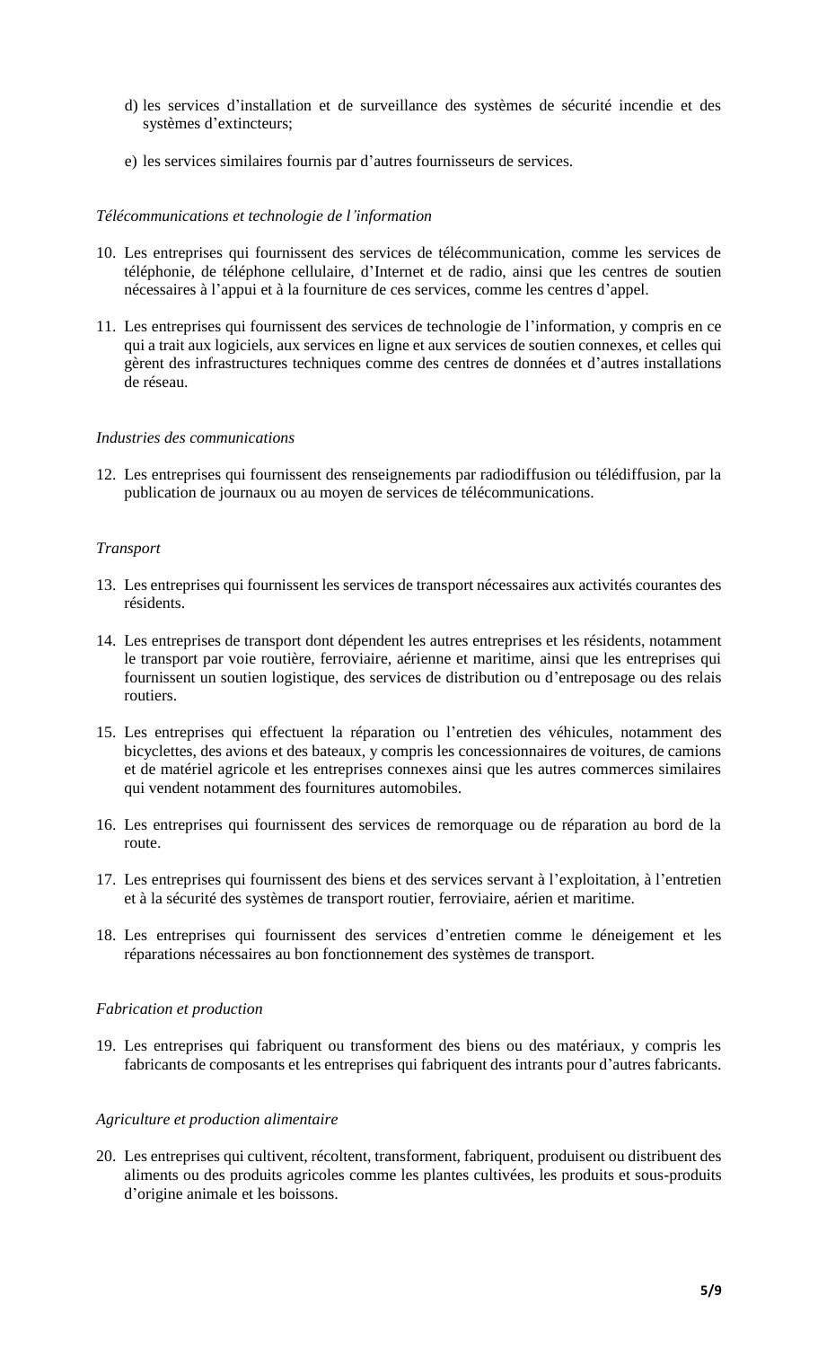d) les services d'installation et de surveillance des systèmes de sécurité incendie et des systèmes d'extincteurs;

e) les services similaires fournis par d'autres fournisseurs de services.

*Télécommunications et technologie de l'information*

10. Les entreprises qui fournissent des services de télécommunication, comme les services de téléphonie, de téléphone cellulaire, d'Internet et de radio, ainsi que les centres de soutien nécessaires à l'appui et à la fourniture de ces services, comme les centres d'appel.

11. Les entreprises qui fournissent des services de technologie de l'information, y compris en ce qui a trait aux logiciels, aux services en ligne et aux services de soutien connexes, et celles qui gèrent des infrastructures techniques comme des centres de données et d'autres installations de réseau.

*Industries des communications*

12. Les entreprises qui fournissent des renseignements par radiodiffusion ou télédiffusion, par la publication de journaux ou au moyen de services de télécommunications.

*Transport*

13. Les entreprises qui fournissent les services de transport nécessaires aux activités courantes des résidents.

14. Les entreprises de transport dont dépendent les autres entreprises et les résidents, notamment le transport par voie routière, ferroviaire, aérienne et maritime, ainsi que les entreprises qui fournissent un soutien logistique, des services de distribution ou d'entreposage ou des relais routiers.

15. Les entreprises qui effectuent la réparation ou l'entretien des véhicules, notamment des bicyclettes, des avions et des bateaux, y compris les concessionnaires de voitures, de camions et de matériel agricole et les entreprises connexes ainsi que les autres commerces similaires qui vendent notamment des fournitures automobiles.

16. Les entreprises qui fournissent des services de remorquage ou de réparation au bord de la route.

17. Les entreprises qui fournissent des biens et des services servant à l'exploitation, à l'entretien et à la sécurité des systèmes de transport routier, ferroviaire, aérien et maritime.

18. Les entreprises qui fournissent des services d'entretien comme le déneigement et les réparations nécessaires au bon fonctionnement des systèmes de transport.

*Fabrication et production*

19. Les entreprises qui fabriquent ou transforment des biens ou des matériaux, y compris les fabricants de composants et les entreprises qui fabriquent des intrants pour d'autres fabricants.

*Agriculture et production alimentaire*

20. Les entreprises qui cultivent, récoltent, transforment, fabriquent, produisent ou distribuent des aliments ou des produits agricoles comme les plantes cultivées, les produits et sous-produits d'origine animale et les boissons.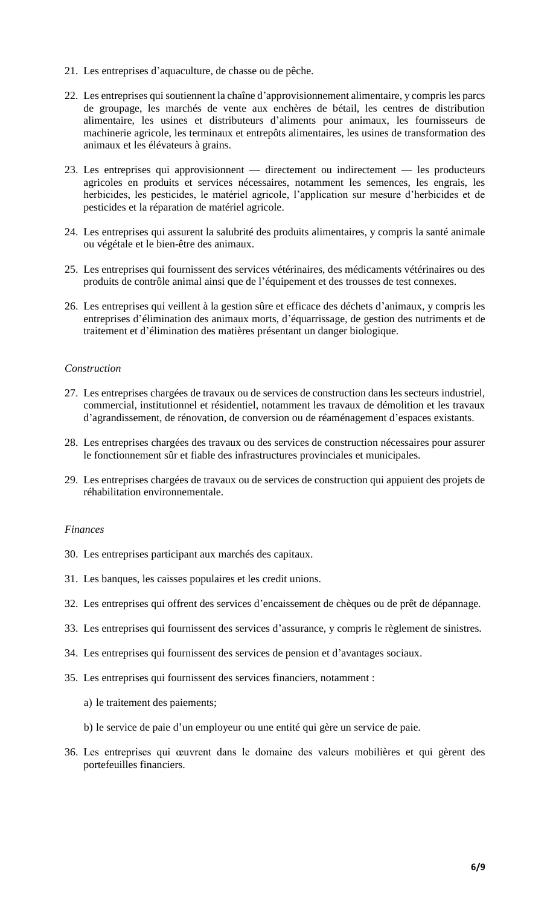21. Les entreprises d'aquaculture, de chasse ou de pêche.

22. Les entreprises qui soutiennent la chaîne d'approvisionnement alimentaire, y compris les parcs de groupage, les marchés de vente aux enchères de bétail, les centres de distribution alimentaire, les usines et distributeurs d'aliments pour animaux, les fournisseurs de machinerie agricole, les terminaux et entrepôts alimentaires, les usines de transformation des animaux et les élévateurs à grains.

23. Les entreprises qui approvisionnent — directement ou indirectement — les producteurs agricoles en produits et services nécessaires, notamment les semences, les engrais, les herbicides, les pesticides, le matériel agricole, l'application sur mesure d'herbicides et de pesticides et la réparation de matériel agricole.

24. Les entreprises qui assurent la salubrité des produits alimentaires, y compris la santé animale ou végétale et le bien-être des animaux.

25. Les entreprises qui fournissent des services vétérinaires, des médicaments vétérinaires ou des produits de contrôle animal ainsi que de l'équipement et des trousses de test connexes.

26. Les entreprises qui veillent à la gestion sûre et efficace des déchets d'animaux, y compris les entreprises d'élimination des animaux morts, d'équarrissage, de gestion des nutriments et de traitement et d'élimination des matières présentant un danger biologique.

*Construction*

27. Les entreprises chargées de travaux ou de services de construction dans les secteurs industriel, commercial, institutionnel et résidentiel, notamment les travaux de démolition et les travaux d'agrandissement, de rénovation, de conversion ou de réaménagement d'espaces existants.

28. Les entreprises chargées des travaux ou des services de construction nécessaires pour assurer le fonctionnement sûr et fiable des infrastructures provinciales et municipales.

29. Les entreprises chargées de travaux ou de services de construction qui appuient des projets de réhabilitation environnementale.

*Finances*

30. Les entreprises participant aux marchés des capitaux.

31. Les banques, les caisses populaires et les credit unions.

32. Les entreprises qui offrent des services d'encaissement de chèques ou de prêt de dépannage.

33. Les entreprises qui fournissent des services d'assurance, y compris le règlement de sinistres.

34. Les entreprises qui fournissent des services de pension et d'avantages sociaux.

35. Les entreprises qui fournissent des services financiers, notamment :

    a) le traitement des paiements;

    b) le service de paie d'un employeur ou une entité qui gère un service de paie.

36. Les entreprises qui œuvrent dans le domaine des valeurs mobilières et qui gèrent des portefeuilles financiers.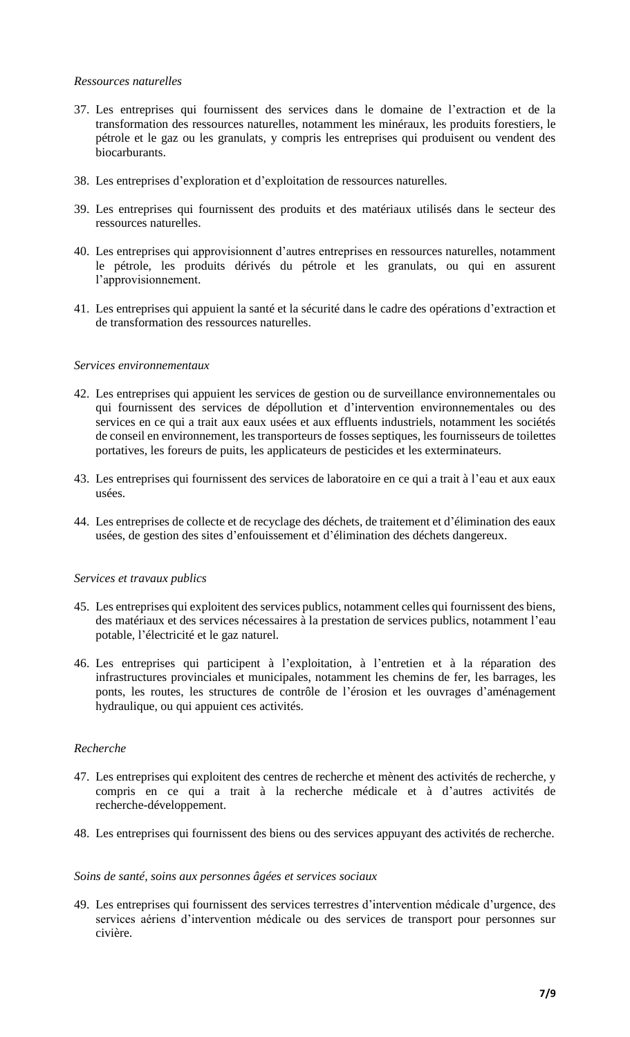*Ressources naturelles*

37. Les entreprises qui fournissent des services dans le domaine de l'extraction et de la transformation des ressources naturelles, notamment les minéraux, les produits forestiers, le pétrole et le gaz ou les granulats, y compris les entreprises qui produisent ou vendent des biocarburants.

38. Les entreprises d'exploration et d'exploitation de ressources naturelles.

39. Les entreprises qui fournissent des produits et des matériaux utilisés dans le secteur des ressources naturelles.

40. Les entreprises qui approvisionnent d'autres entreprises en ressources naturelles, notamment le pétrole, les produits dérivés du pétrole et les granulats, ou qui en assurent l'approvisionnement.

41. Les entreprises qui appuient la santé et la sécurité dans le cadre des opérations d'extraction et de transformation des ressources naturelles.

*Services environnementaux*

42. Les entreprises qui appuient les services de gestion ou de surveillance environnementales ou qui fournissent des services de dépollution et d'intervention environnementales ou des services en ce qui a trait aux eaux usées et aux effluents industriels, notamment les sociétés de conseil en environnement, les transporteurs de fosses septiques, les fournisseurs de toilettes portatives, les foreurs de puits, les applicateurs de pesticides et les exterminateurs.

43. Les entreprises qui fournissent des services de laboratoire en ce qui a trait à l'eau et aux eaux usées.

44. Les entreprises de collecte et de recyclage des déchets, de traitement et d'élimination des eaux usées, de gestion des sites d'enfouissement et d'élimination des déchets dangereux.

*Services et travaux publics*

45. Les entreprises qui exploitent des services publics, notamment celles qui fournissent des biens, des matériaux et des services nécessaires à la prestation de services publics, notamment l'eau potable, l'électricité et le gaz naturel.

46. Les entreprises qui participent à l'exploitation, à l'entretien et à la réparation des infrastructures provinciales et municipales, notamment les chemins de fer, les barrages, les ponts, les routes, les structures de contrôle de l'érosion et les ouvrages d'aménagement hydraulique, ou qui appuient ces activités.

*Recherche*

47. Les entreprises qui exploitent des centres de recherche et mènent des activités de recherche, y compris en ce qui a trait à la recherche médicale et à d'autres activités de recherche-développement.

48. Les entreprises qui fournissent des biens ou des services appuyant des activités de recherche.

*Soins de santé, soins aux personnes âgées et services sociaux*

49. Les entreprises qui fournissent des services terrestres d'intervention médicale d'urgence, des services aériens d'intervention médicale ou des services de transport pour personnes sur civière.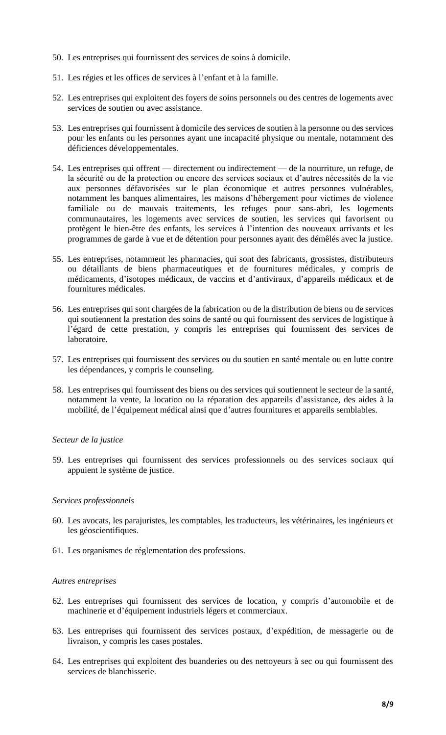50. Les entreprises qui fournissent des services de soins à domicile.

51. Les régies et les offices de services à l'enfant et à la famille.

52. Les entreprises qui exploitent des foyers de soins personnels ou des centres de logements avec services de soutien ou avec assistance.

53. Les entreprises qui fournissent à domicile des services de soutien à la personne ou des services pour les enfants ou les personnes ayant une incapacité physique ou mentale, notamment des déficiences développementales.

54. Les entreprises qui offrent — directement ou indirectement — de la nourriture, un refuge, de la sécurité ou de la protection ou encore des services sociaux et d'autres nécessités de la vie aux personnes défavorisées sur le plan économique et autres personnes vulnérables, notamment les banques alimentaires, les maisons d'hébergement pour victimes de violence familiale ou de mauvais traitements, les refuges pour sans-abri, les logements communautaires, les logements avec services de soutien, les services qui favorisent ou protègent le bien-être des enfants, les services à l'intention des nouveaux arrivants et les programmes de garde à vue et de détention pour personnes ayant des démêlés avec la justice.

55. Les entreprises, notamment les pharmacies, qui sont des fabricants, grossistes, distributeurs ou détaillants de biens pharmaceutiques et de fournitures médicales, y compris de médicaments, d'isotopes médicaux, de vaccins et d'antiviraux, d'appareils médicaux et de fournitures médicales.

56. Les entreprises qui sont chargées de la fabrication ou de la distribution de biens ou de services qui soutiennent la prestation des soins de santé ou qui fournissent des services de logistique à l'égard de cette prestation, y compris les entreprises qui fournissent des services de laboratoire.

57. Les entreprises qui fournissent des services ou du soutien en santé mentale ou en lutte contre les dépendances, y compris le counseling.

58. Les entreprises qui fournissent des biens ou des services qui soutiennent le secteur de la santé, notamment la vente, la location ou la réparation des appareils d'assistance, des aides à la mobilité, de l'équipement médical ainsi que d'autres fournitures et appareils semblables.

*Secteur de la justice*

59. Les entreprises qui fournissent des services professionnels ou des services sociaux qui appuient le système de justice.

*Services professionnels*

60. Les avocats, les parajuristes, les comptables, les traducteurs, les vétérinaires, les ingénieurs et les géoscientifiques.

61. Les organismes de réglementation des professions.

*Autres entreprises*

62. Les entreprises qui fournissent des services de location, y compris d'automobile et de machinerie et d'équipement industriels légers et commerciaux.

63. Les entreprises qui fournissent des services postaux, d'expédition, de messagerie ou de livraison, y compris les cases postales.

64. Les entreprises qui exploitent des buanderies ou des nettoyeurs à sec ou qui fournissent des services de blanchisserie.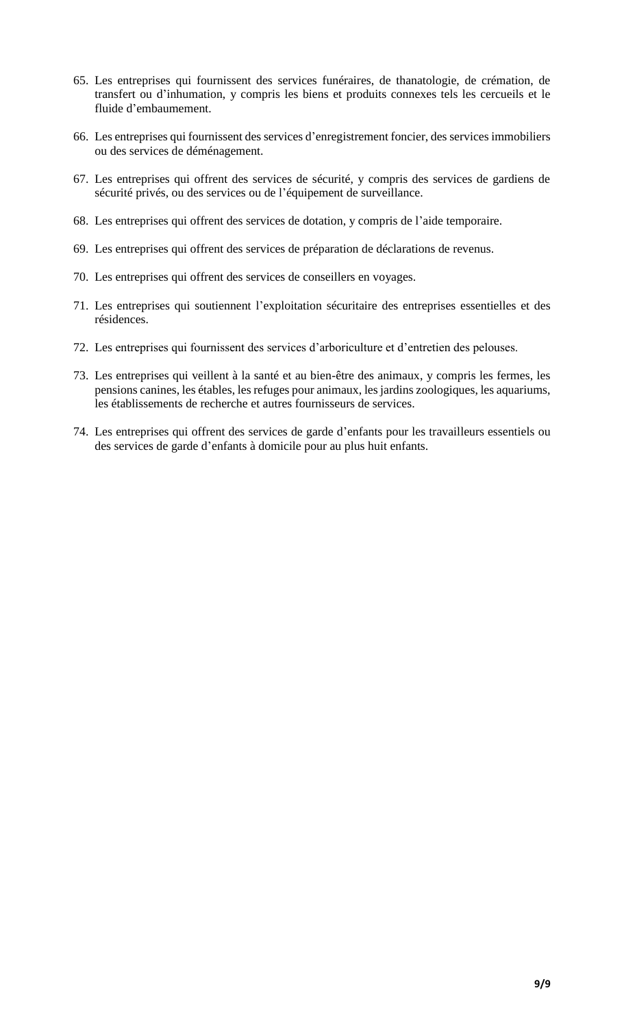65. Les entreprises qui fournissent des services funéraires, de thanatologie, de crémation, de transfert ou d'inhumation, y compris les biens et produits connexes tels les cercueils et le fluide d'embaumement.

66. Les entreprises qui fournissent des services d'enregistrement foncier, des services immobiliers ou des services de déménagement.

67. Les entreprises qui offrent des services de sécurité, y compris des services de gardiens de sécurité privés, ou des services ou de l'équipement de surveillance.

68. Les entreprises qui offrent des services de dotation, y compris de l'aide temporaire.

69. Les entreprises qui offrent des services de préparation de déclarations de revenus.

70. Les entreprises qui offrent des services de conseillers en voyages.

71. Les entreprises qui soutiennent l'exploitation sécuritaire des entreprises essentielles et des résidences.

72. Les entreprises qui fournissent des services d'arboriculture et d'entretien des pelouses.

73. Les entreprises qui veillent à la santé et au bien-être des animaux, y compris les fermes, les pensions canines, les étables, les refuges pour animaux, les jardins zoologiques, les aquariums, les établissements de recherche et autres fournisseurs de services.

74. Les entreprises qui offrent des services de garde d'enfants pour les travailleurs essentiels ou des services de garde d'enfants à domicile pour au plus huit enfants.